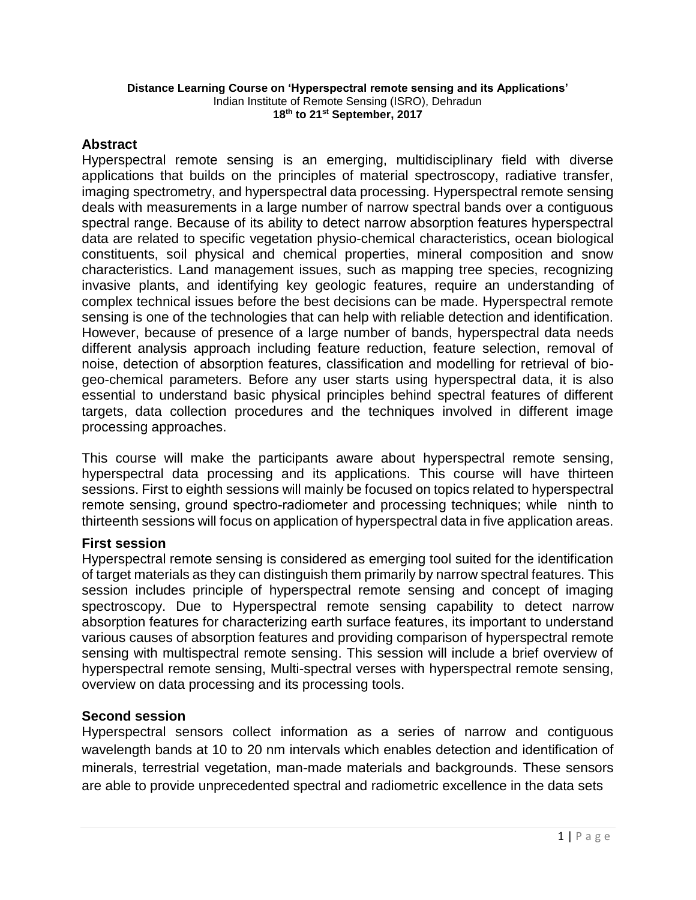**Distance Learning Course on 'Hyperspectral remote sensing and its Applications'**
Indian Institute of Remote Sensing (ISRO), Dehradun
**18th to 21st September, 2017**

## Abstract

Hyperspectral remote sensing is an emerging, multidisciplinary field with diverse applications that builds on the principles of material spectroscopy, radiative transfer, imaging spectrometry, and hyperspectral data processing. Hyperspectral remote sensing deals with measurements in a large number of narrow spectral bands over a contiguous spectral range. Because of its ability to detect narrow absorption features hyperspectral data are related to specific vegetation physio-chemical characteristics, ocean biological constituents, soil physical and chemical properties, mineral composition and snow characteristics. Land management issues, such as mapping tree species, recognizing invasive plants, and identifying key geologic features, require an understanding of complex technical issues before the best decisions can be made. Hyperspectral remote sensing is one of the technologies that can help with reliable detection and identification. However, because of presence of a large number of bands, hyperspectral data needs different analysis approach including feature reduction, feature selection, removal of noise, detection of absorption features, classification and modelling for retrieval of bio-geo-chemical parameters. Before any user starts using hyperspectral data, it is also essential to understand basic physical principles behind spectral features of different targets, data collection procedures and the techniques involved in different image processing approaches.

This course will make the participants aware about hyperspectral remote sensing, hyperspectral data processing and its applications. This course will have thirteen sessions. First to eighth sessions will mainly be focused on topics related to hyperspectral remote sensing, ground spectro-radiometer and processing techniques; while ninth to thirteenth sessions will focus on application of hyperspectral data in five application areas.

### First session

Hyperspectral remote sensing is considered as emerging tool suited for the identification of target materials as they can distinguish them primarily by narrow spectral features. This session includes principle of hyperspectral remote sensing and concept of imaging spectroscopy. Due to Hyperspectral remote sensing capability to detect narrow absorption features for characterizing earth surface features, its important to understand various causes of absorption features and providing comparison of hyperspectral remote sensing with multispectral remote sensing. This session will include a brief overview of hyperspectral remote sensing, Multi-spectral verses with hyperspectral remote sensing, overview on data processing and its processing tools.

### Second session

Hyperspectral sensors collect information as a series of narrow and contiguous wavelength bands at 10 to 20 nm intervals which enables detection and identification of minerals, terrestrial vegetation, man-made materials and backgrounds. These sensors are able to provide unprecedented spectral and radiometric excellence in the data sets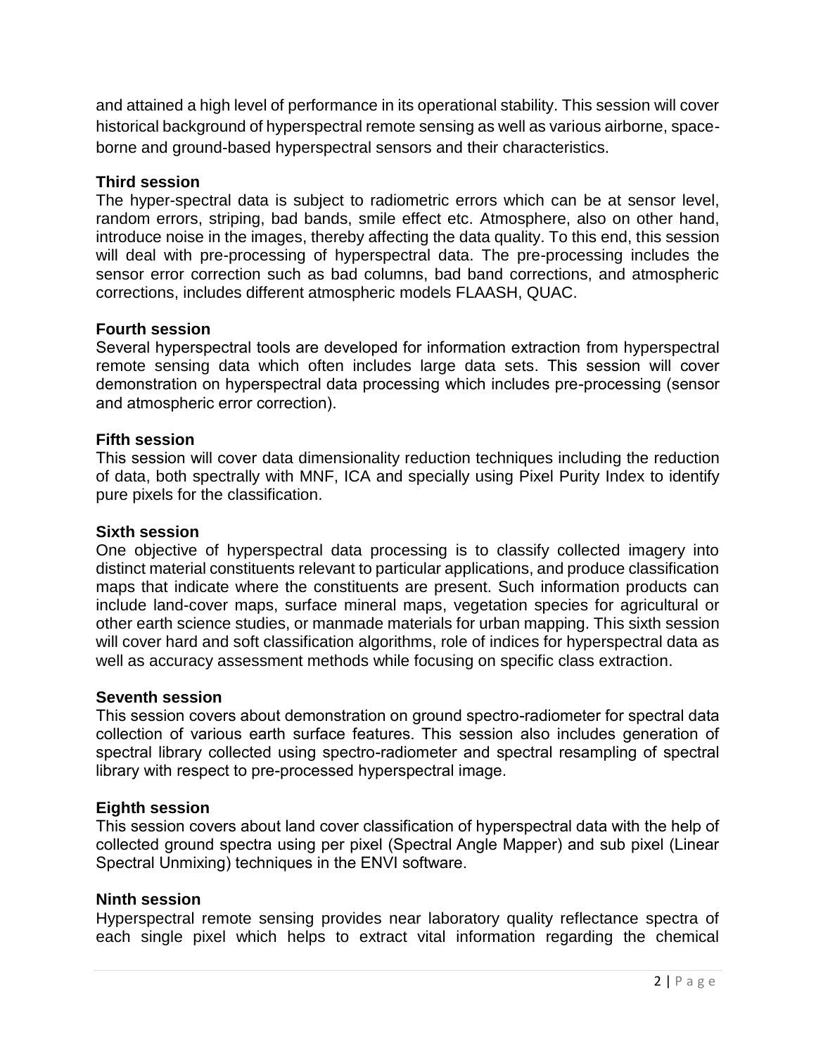and attained a high level of performance in its operational stability. This session will cover historical background of hyperspectral remote sensing as well as various airborne, space-borne and ground-based hyperspectral sensors and their characteristics.

**Third session**

The hyper-spectral data is subject to radiometric errors which can be at sensor level, random errors, striping, bad bands, smile effect etc. Atmosphere, also on other hand, introduce noise in the images, thereby affecting the data quality. To this end, this session will deal with pre-processing of hyperspectral data. The pre-processing includes the sensor error correction such as bad columns, bad band corrections, and atmospheric corrections, includes different atmospheric models FLAASH, QUAC.

**Fourth session**

Several hyperspectral tools are developed for information extraction from hyperspectral remote sensing data which often includes large data sets. This session will cover demonstration on hyperspectral data processing which includes pre-processing (sensor and atmospheric error correction).

**Fifth session**

This session will cover data dimensionality reduction techniques including the reduction of data, both spectrally with MNF, ICA and specially using Pixel Purity Index to identify pure pixels for the classification.

**Sixth session**

One objective of hyperspectral data processing is to classify collected imagery into distinct material constituents relevant to particular applications, and produce classification maps that indicate where the constituents are present. Such information products can include land-cover maps, surface mineral maps, vegetation species for agricultural or other earth science studies, or manmade materials for urban mapping. This sixth session will cover hard and soft classification algorithms, role of indices for hyperspectral data as well as accuracy assessment methods while focusing on specific class extraction.

**Seventh session**

This session covers about demonstration on ground spectro-radiometer for spectral data collection of various earth surface features. This session also includes generation of spectral library collected using spectro-radiometer and spectral resampling of spectral library with respect to pre-processed hyperspectral image.

**Eighth session**

This session covers about land cover classification of hyperspectral data with the help of collected ground spectra using per pixel (Spectral Angle Mapper) and sub pixel (Linear Spectral Unmixing) techniques in the ENVI software.

**Ninth session**

Hyperspectral remote sensing provides near laboratory quality reflectance spectra of each single pixel which helps to extract vital information regarding the chemical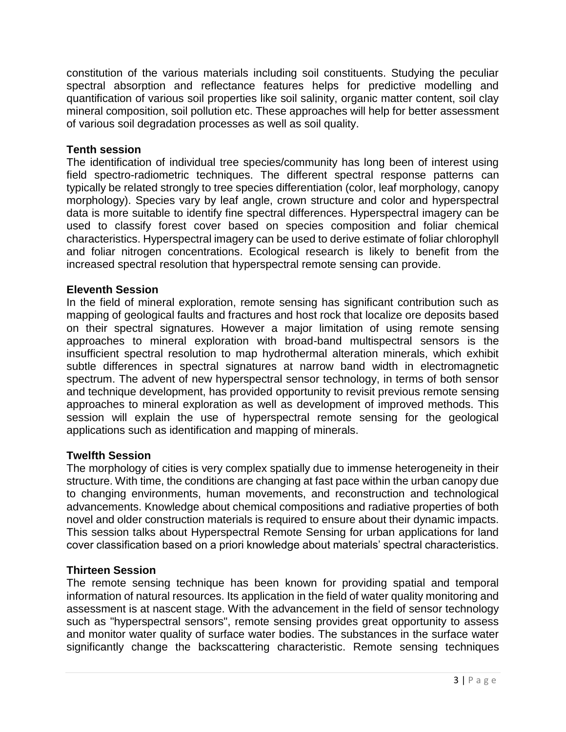constitution of the various materials including soil constituents. Studying the peculiar spectral absorption and reflectance features helps for predictive modelling and quantification of various soil properties like soil salinity, organic matter content, soil clay mineral composition, soil pollution etc. These approaches will help for better assessment of various soil degradation processes as well as soil quality.

**Tenth session**

The identification of individual tree species/community has long been of interest using field spectro-radiometric techniques. The different spectral response patterns can typically be related strongly to tree species differentiation (color, leaf morphology, canopy morphology). Species vary by leaf angle, crown structure and color and hyperspectral data is more suitable to identify fine spectral differences. Hyperspectral imagery can be used to classify forest cover based on species composition and foliar chemical characteristics. Hyperspectral imagery can be used to derive estimate of foliar chlorophyll and foliar nitrogen concentrations. Ecological research is likely to benefit from the increased spectral resolution that hyperspectral remote sensing can provide.

**Eleventh Session**

In the field of mineral exploration, remote sensing has significant contribution such as mapping of geological faults and fractures and host rock that localize ore deposits based on their spectral signatures. However a major limitation of using remote sensing approaches to mineral exploration with broad-band multispectral sensors is the insufficient spectral resolution to map hydrothermal alteration minerals, which exhibit subtle differences in spectral signatures at narrow band width in electromagnetic spectrum. The advent of new hyperspectral sensor technology, in terms of both sensor and technique development, has provided opportunity to revisit previous remote sensing approaches to mineral exploration as well as development of improved methods. This session will explain the use of hyperspectral remote sensing for the geological applications such as identification and mapping of minerals.

**Twelfth Session**

The morphology of cities is very complex spatially due to immense heterogeneity in their structure. With time, the conditions are changing at fast pace within the urban canopy due to changing environments, human movements, and reconstruction and technological advancements. Knowledge about chemical compositions and radiative properties of both novel and older construction materials is required to ensure about their dynamic impacts. This session talks about Hyperspectral Remote Sensing for urban applications for land cover classification based on a priori knowledge about materials' spectral characteristics.

**Thirteen Session**

The remote sensing technique has been known for providing spatial and temporal information of natural resources. Its application in the field of water quality monitoring and assessment is at nascent stage. With the advancement in the field of sensor technology such as "hyperspectral sensors", remote sensing provides great opportunity to assess and monitor water quality of surface water bodies. The substances in the surface water significantly change the backscattering characteristic. Remote sensing techniques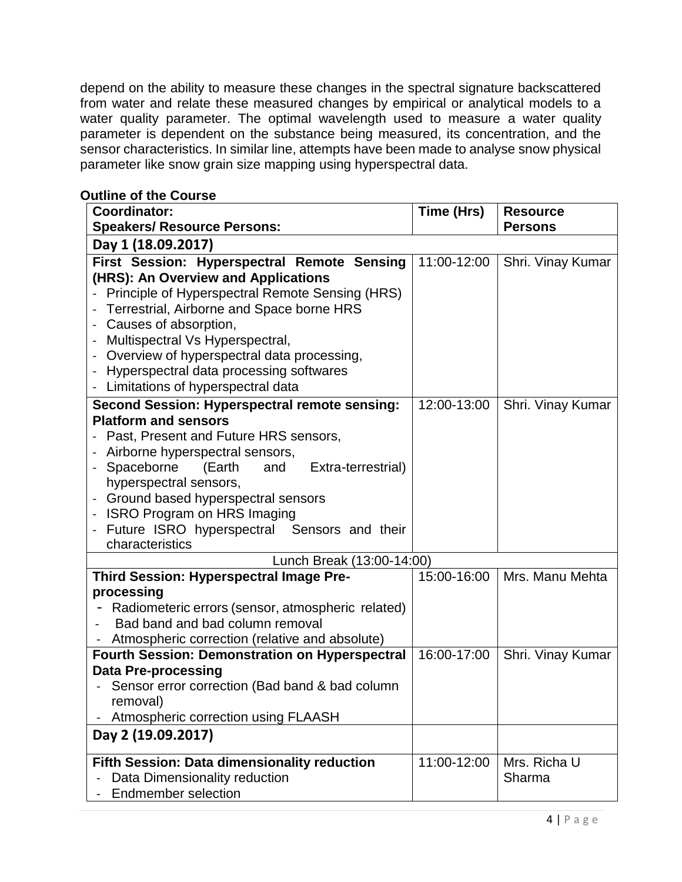depend on the ability to measure these changes in the spectral signature backscattered from water and relate these measured changes by empirical or analytical models to a water quality parameter. The optimal wavelength used to measure a water quality parameter is dependent on the substance being measured, its concentration, and the sensor characteristics. In similar line, attempts have been made to analyse snow physical parameter like snow grain size mapping using hyperspectral data.

**Outline of the Course**

| **Coordinator:**<br>**Speakers/ Resource Persons:** | **Time (Hrs)** | **Resource Persons** |
|---|---|---|
| **Day 1 (18.09.2017)** | | |
| **First Session: Hyperspectral Remote Sensing (HRS): An Overview and Applications**<br>- Principle of Hyperspectral Remote Sensing (HRS)<br>- Terrestrial, Airborne and Space borne HRS<br>- Causes of absorption,<br>- Multispectral Vs Hyperspectral,<br>- Overview of hyperspectral data processing,<br>- Hyperspectral data processing softwares<br>- Limitations of hyperspectral data | 11:00-12:00 | Shri. Vinay Kumar |
| **Second Session: Hyperspectral remote sensing: Platform and sensors**<br>- Past, Present and Future HRS sensors,<br>- Airborne hyperspectral sensors,<br>- Spaceborne (Earth and Extra-terrestrial) hyperspectral sensors,<br>- Ground based hyperspectral sensors<br>- ISRO Program on HRS Imaging<br>- Future ISRO hyperspectral Sensors and their characteristics | 12:00-13:00 | Shri. Vinay Kumar |
| Lunch Break (13:00-14:00) | | |
| **Third Session: Hyperspectral Image Pre-processing**<br>- Radiometeric errors (sensor, atmospheric related)<br>- Bad band and bad column removal<br>- Atmospheric correction (relative and absolute) | 15:00-16:00 | Mrs. Manu Mehta |
| **Fourth Session: Demonstration on Hyperspectral Data Pre-processing**<br>- Sensor error correction (Bad band & bad column removal)<br>- Atmospheric correction using FLAASH | 16:00-17:00 | Shri. Vinay Kumar |
| **Day 2 (19.09.2017)** | | |
| **Fifth Session: Data dimensionality reduction**<br>- Data Dimensionality reduction<br>- Endmember selection | 11:00-12:00 | Mrs. Richa U Sharma |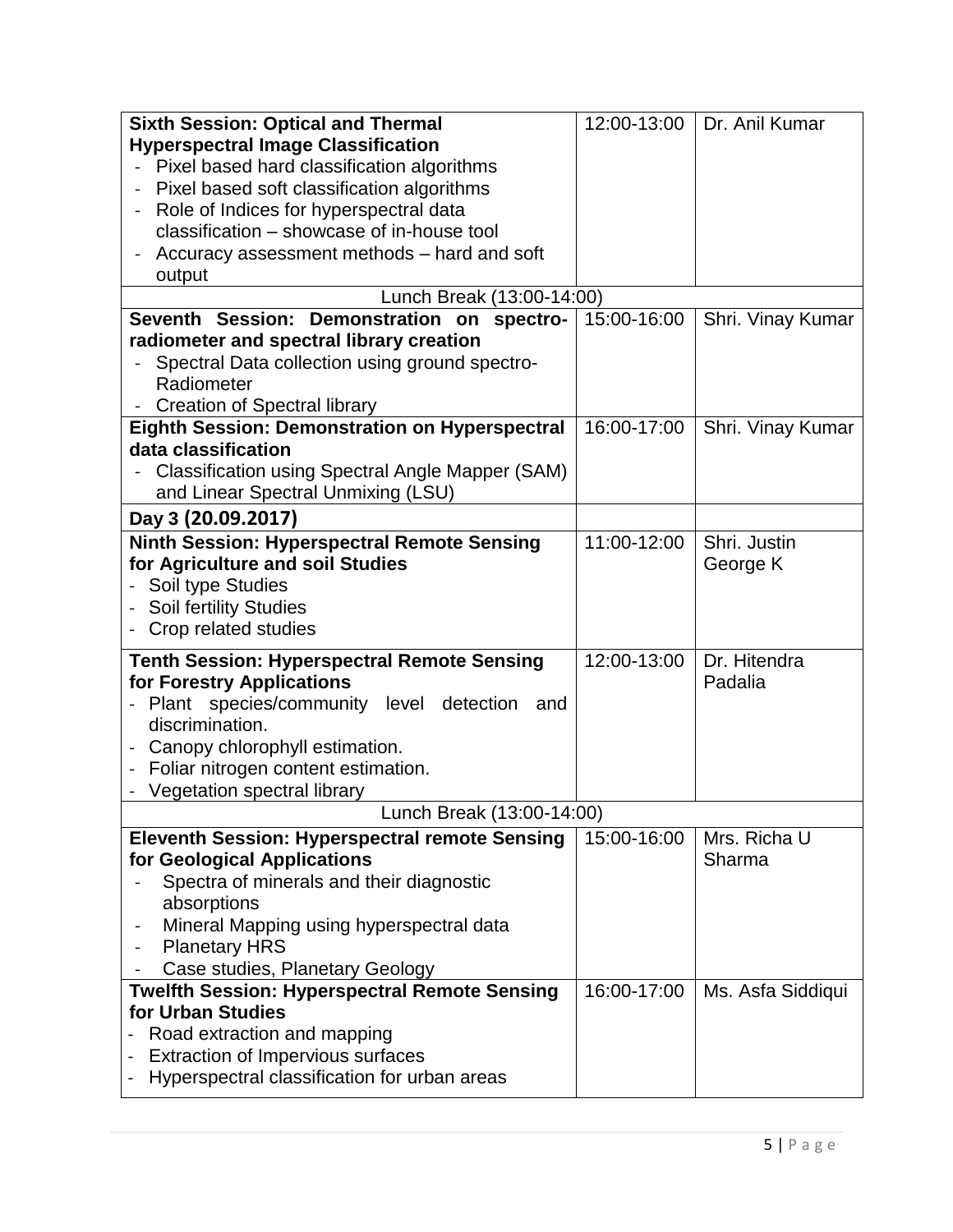| | | |
|---|---|---|
| **Sixth Session: Optical and Thermal Hyperspectral Image Classification**<br>- Pixel based hard classification algorithms<br>- Pixel based soft classification algorithms<br>- Role of Indices for hyperspectral data classification – showcase of in-house tool<br>- Accuracy assessment methods – hard and soft output | 12:00-13:00 | Dr. Anil Kumar |
| Lunch Break (13:00-14:00) | | |
| **Seventh Session: Demonstration on spectro-radiometer and spectral library creation**<br>- Spectral Data collection using ground spectro-Radiometer<br>- Creation of Spectral library | 15:00-16:00 | Shri. Vinay Kumar |
| **Eighth Session: Demonstration on Hyperspectral data classification**<br>- Classification using Spectral Angle Mapper (SAM) and Linear Spectral Unmixing (LSU) | 16:00-17:00 | Shri. Vinay Kumar |
| **Day 3 (20.09.2017)** | | |
| **Ninth Session: Hyperspectral Remote Sensing for Agriculture and soil Studies**<br>- Soil type Studies<br>- Soil fertility Studies<br>- Crop related studies | 11:00-12:00 | Shri. Justin George K |
| **Tenth Session: Hyperspectral Remote Sensing for Forestry Applications**<br>- Plant species/community level detection and discrimination.<br>- Canopy chlorophyll estimation.<br>- Foliar nitrogen content estimation.<br>- Vegetation spectral library | 12:00-13:00 | Dr. Hitendra Padalia |
| Lunch Break (13:00-14:00) | | |
| **Eleventh Session: Hyperspectral remote Sensing for Geological Applications**<br>- Spectra of minerals and their diagnostic absorptions<br>- Mineral Mapping using hyperspectral data<br>- Planetary HRS<br>- Case studies, Planetary Geology | 15:00-16:00 | Mrs. Richa U Sharma |
| **Twelfth Session: Hyperspectral Remote Sensing for Urban Studies**<br>- Road extraction and mapping<br>- Extraction of Impervious surfaces<br>- Hyperspectral classification for urban areas | 16:00-17:00 | Ms. Asfa Siddiqui |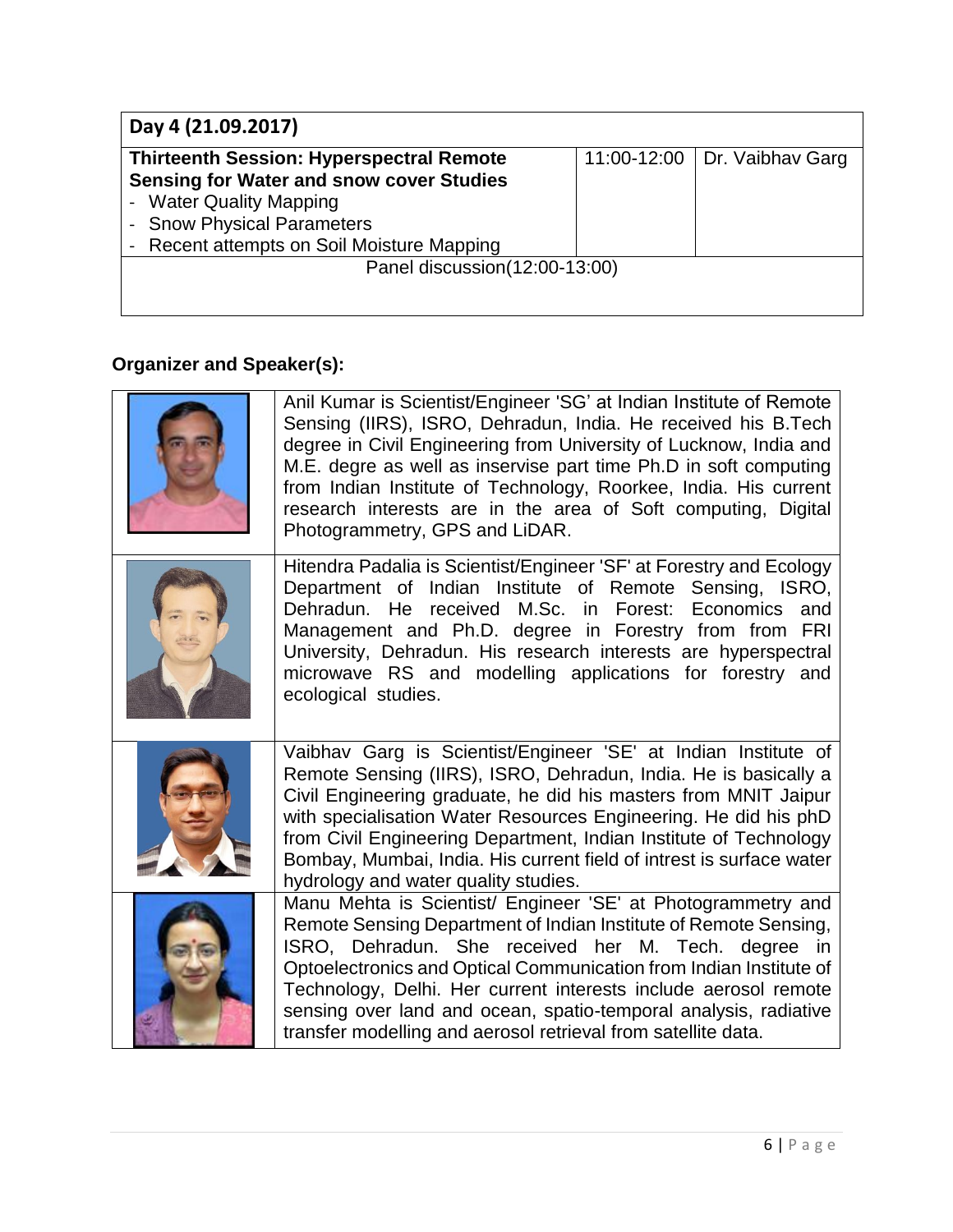| Day 4 (21.09.2017) | | |
|---|---|---|
| **Thirteenth Session: Hyperspectral Remote Sensing for Water and snow cover Studies**<br>- Water Quality Mapping<br>- Snow Physical Parameters<br>- Recent attempts on Soil Moisture Mapping | 11:00-12:00 | Dr. Vaibhav Garg |
| Panel discussion(12:00-13:00) | | |

**Organizer and Speaker(s):**

| | |
|---|---|
| | Anil Kumar is Scientist/Engineer 'SG' at Indian Institute of Remote Sensing (IIRS), ISRO, Dehradun, India. He received his B.Tech degree in Civil Engineering from University of Lucknow, India and M.E. degre as well as inservise part time Ph.D in soft computing from Indian Institute of Technology, Roorkee, India. His current research interests are in the area of Soft computing, Digital Photogrammetry, GPS and LiDAR. |
| | Hitendra Padalia is Scientist/Engineer 'SF' at Forestry and Ecology Department of Indian Institute of Remote Sensing, ISRO, Dehradun. He received M.Sc. in Forest: Economics and Management and Ph.D. degree in Forestry from from FRI University, Dehradun. His research interests are hyperspectral microwave RS and modelling applications for forestry and ecological studies. |
| | Vaibhav Garg is Scientist/Engineer 'SE' at Indian Institute of Remote Sensing (IIRS), ISRO, Dehradun, India. He is basically a Civil Engineering graduate, he did his masters from MNIT Jaipur with specialisation Water Resources Engineering. He did his phD from Civil Engineering Department, Indian Institute of Technology Bombay, Mumbai, India. His current field of intrest is surface water hydrology and water quality studies. |
| | Manu Mehta is Scientist/ Engineer 'SE' at Photogrammetry and Remote Sensing Department of Indian Institute of Remote Sensing, ISRO, Dehradun. She received her M. Tech. degree in Optoelectronics and Optical Communication from Indian Institute of Technology, Delhi. Her current interests include aerosol remote sensing over land and ocean, spatio-temporal analysis, radiative transfer modelling and aerosol retrieval from satellite data. |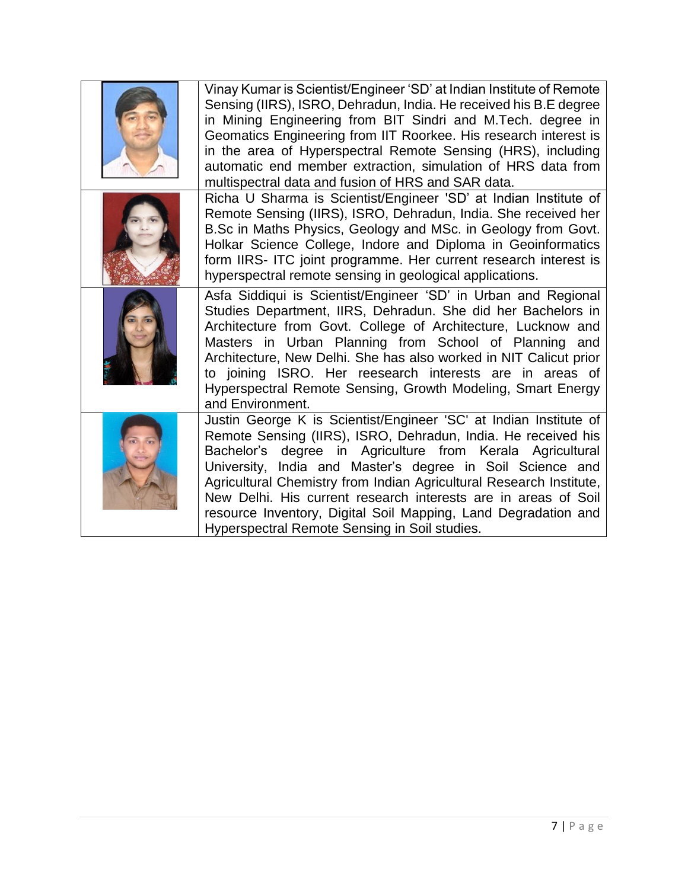| | |
|---|---|
| | Vinay Kumar is Scientist/Engineer 'SD' at Indian Institute of Remote Sensing (IIRS), ISRO, Dehradun, India. He received his B.E degree in Mining Engineering from BIT Sindri and M.Tech. degree in Geomatics Engineering from IIT Roorkee. His research interest is in the area of Hyperspectral Remote Sensing (HRS), including automatic end member extraction, simulation of HRS data from multispectral data and fusion of HRS and SAR data. |
| | Richa U Sharma is Scientist/Engineer 'SD' at Indian Institute of Remote Sensing (IIRS), ISRO, Dehradun, India. She received her B.Sc in Maths Physics, Geology and MSc. in Geology from Govt. Holkar Science College, Indore and Diploma in Geoinformatics form IIRS- ITC joint programme. Her current research interest is hyperspectral remote sensing in geological applications. |
| | Asfa Siddiqui is Scientist/Engineer 'SD' in Urban and Regional Studies Department, IIRS, Dehradun. She did her Bachelors in Architecture from Govt. College of Architecture, Lucknow and Masters in Urban Planning from School of Planning and Architecture, New Delhi. She has also worked in NIT Calicut prior to joining ISRO. Her reesearch interests are in areas of Hyperspectral Remote Sensing, Growth Modeling, Smart Energy and Environment. |
| | Justin George K is Scientist/Engineer 'SC' at Indian Institute of Remote Sensing (IIRS), ISRO, Dehradun, India. He received his Bachelor's degree in Agriculture from Kerala Agricultural University, India and Master's degree in Soil Science and Agricultural Chemistry from Indian Agricultural Research Institute, New Delhi. His current research interests are in areas of Soil resource Inventory, Digital Soil Mapping, Land Degradation and Hyperspectral Remote Sensing in Soil studies. |